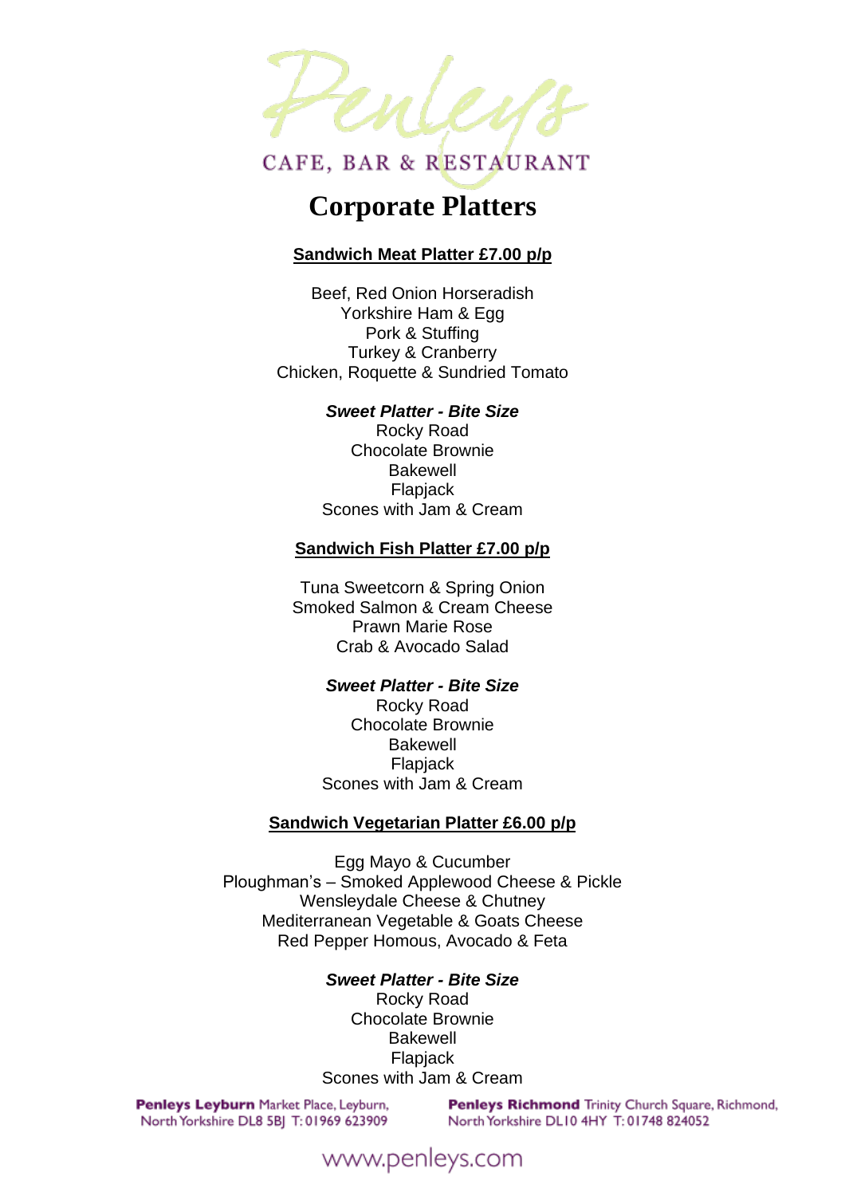# Penleys

CAFE, BAR & RESTAURANT

# Corporate Platters

**Sandwich Meat Platter £7.00 p/p**

Beef, Red Onion Horseradish
Yorkshire Ham & Egg
Pork & Stuffing
Turkey & Cranberry
Chicken, Roquette & Sundried Tomato

***Sweet Platter - Bite Size***
Rocky Road
Chocolate Brownie
Bakewell
Flapjack
Scones with Jam & Cream

**Sandwich Fish Platter £7.00 p/p**

Tuna Sweetcorn & Spring Onion
Smoked Salmon & Cream Cheese
Prawn Marie Rose
Crab & Avocado Salad

***Sweet Platter - Bite Size***
Rocky Road
Chocolate Brownie
Bakewell
Flapjack
Scones with Jam & Cream

**Sandwich Vegetarian Platter £6.00 p/p**

Egg Mayo & Cucumber
Ploughman's – Smoked Applewood Cheese & Pickle
Wensleydale Cheese & Chutney
Mediterranean Vegetable & Goats Cheese
Red Pepper Homous, Avocado & Feta

***Sweet Platter - Bite Size***
Rocky Road
Chocolate Brownie
Bakewell
Flapjack
Scones with Jam & Cream

**Penleys Leyburn** Market Place, Leyburn, North Yorkshire DL8 5BJ T: 01969 623909

**Penleys Richmond** Trinity Church Square, Richmond, North Yorkshire DL10 4HY T: 01748 824052

www.penleys.com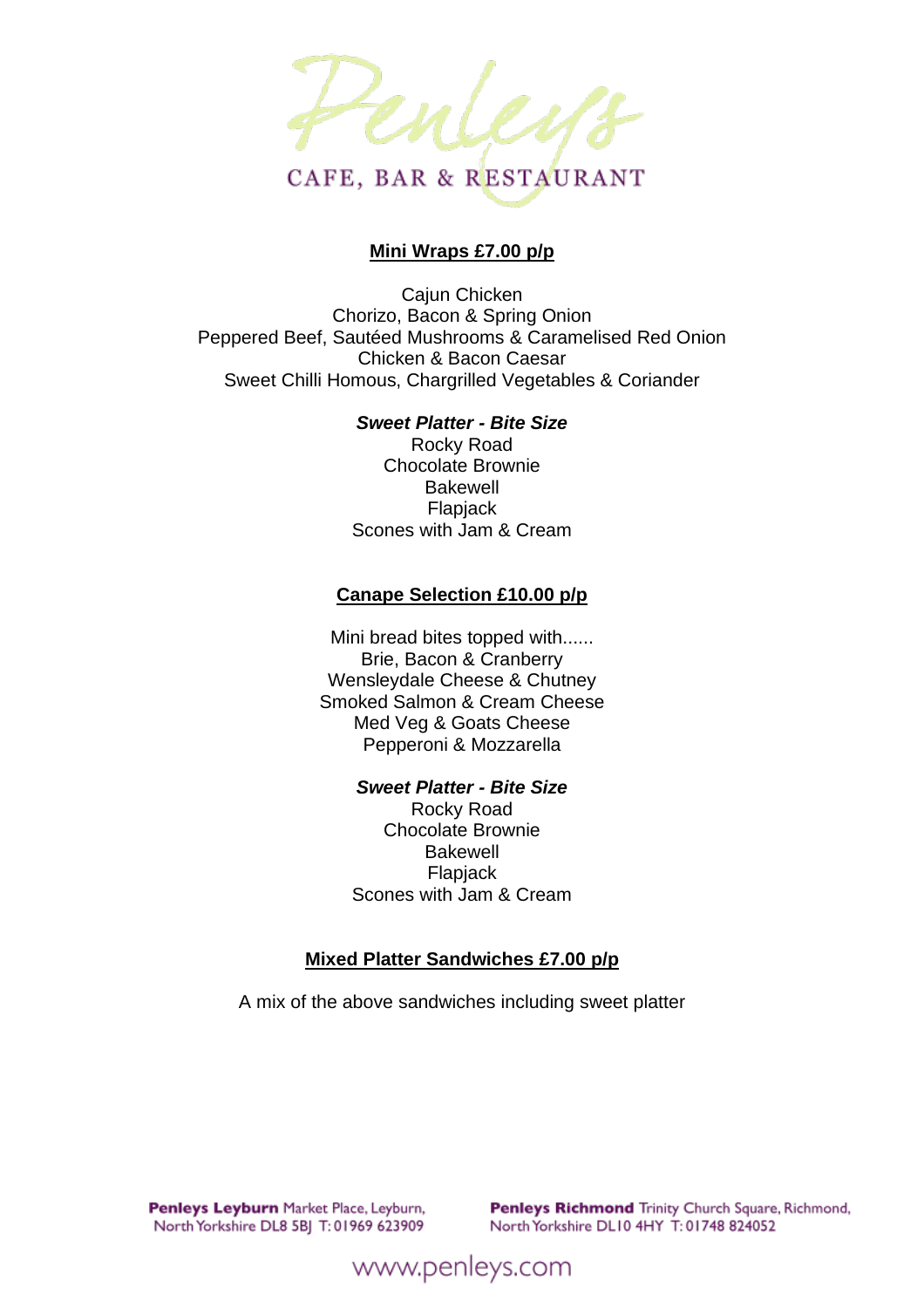Penleys

CAFE, BAR & RESTAURANT

## Mini Wraps £7.00 p/p

Cajun Chicken
Chorizo, Bacon & Spring Onion
Peppered Beef, Sautéed Mushrooms & Caramelised Red Onion
Chicken & Bacon Caesar
Sweet Chilli Homous, Chargrilled Vegetables & Coriander

***Sweet Platter - Bite Size***

Rocky Road
Chocolate Brownie
Bakewell
Flapjack
Scones with Jam & Cream

## Canape Selection £10.00 p/p

Mini bread bites topped with......
Brie, Bacon & Cranberry
Wensleydale Cheese & Chutney
Smoked Salmon & Cream Cheese
Med Veg & Goats Cheese
Pepperoni & Mozzarella

***Sweet Platter - Bite Size***

Rocky Road
Chocolate Brownie
Bakewell
Flapjack
Scones with Jam & Cream

## Mixed Platter Sandwiches £7.00 p/p

A mix of the above sandwiches including sweet platter

**Penleys Leyburn** Market Place, Leyburn, North Yorkshire DL8 5BJ T: 01969 623909

**Penleys Richmond** Trinity Church Square, Richmond, North Yorkshire DL10 4HY T: 01748 824052

www.penleys.com